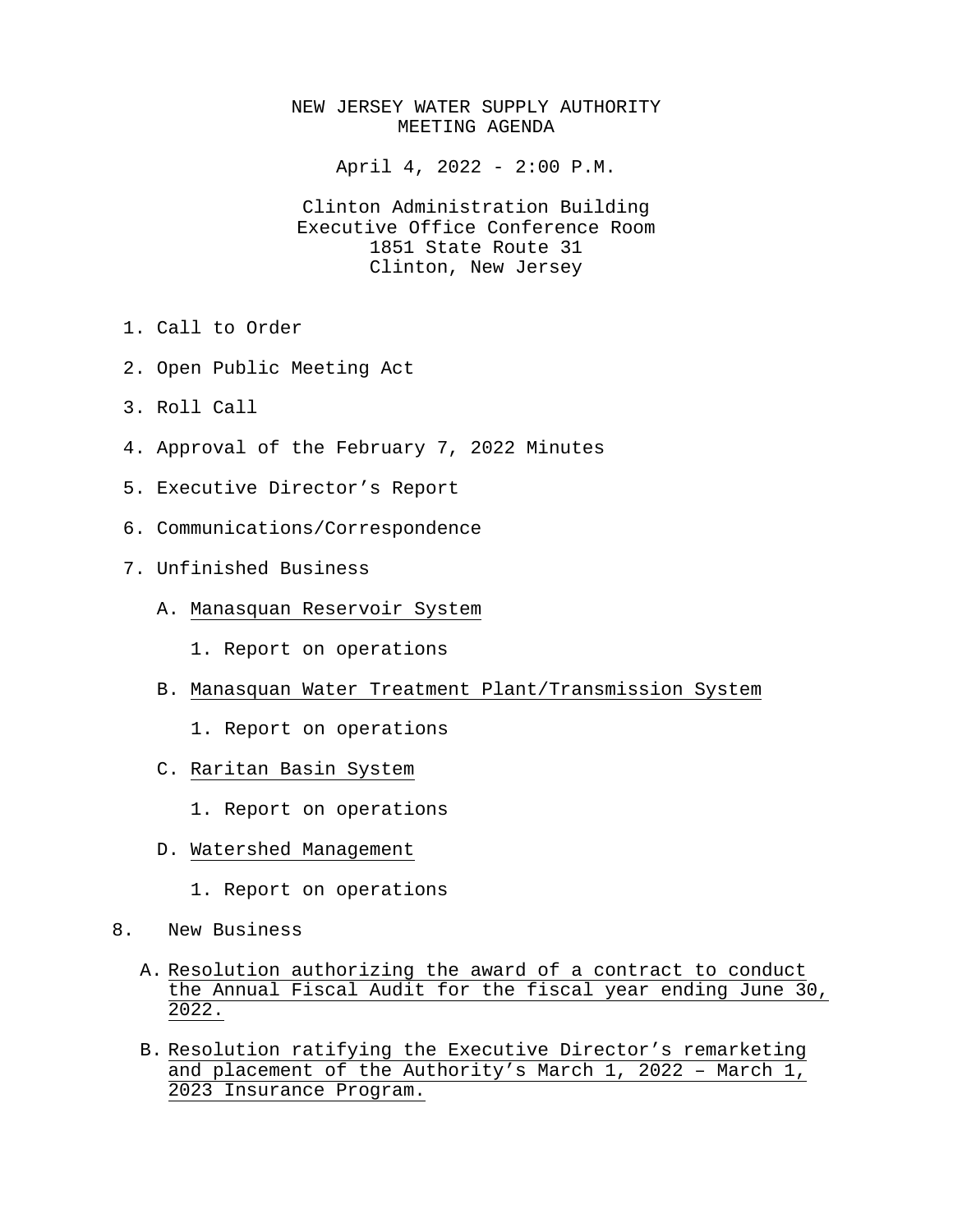# NEW JERSEY WATER SUPPLY AUTHORITY
## MEETING AGENDA

April 4, 2022 - 2:00 P.M.

Clinton Administration Building
Executive Office Conference Room
1851 State Route 31
Clinton, New Jersey

1. Call to Order
2. Open Public Meeting Act
3. Roll Call
4. Approval of the February 7, 2022 Minutes
5. Executive Director's Report
6. Communications/Correspondence
7. Unfinished Business

   A. Manasquan Reservoir System

      1. Report on operations

   B. Manasquan Water Treatment Plant/Transmission System

      1. Report on operations

   C. Raritan Basin System

      1. Report on operations

   D. Watershed Management

      1. Report on operations

8. New Business

   A. Resolution authorizing the award of a contract to conduct the Annual Fiscal Audit for the fiscal year ending June 30, 2022.

   B. Resolution ratifying the Executive Director's remarketing and placement of the Authority's March 1, 2022 – March 1, 2023 Insurance Program.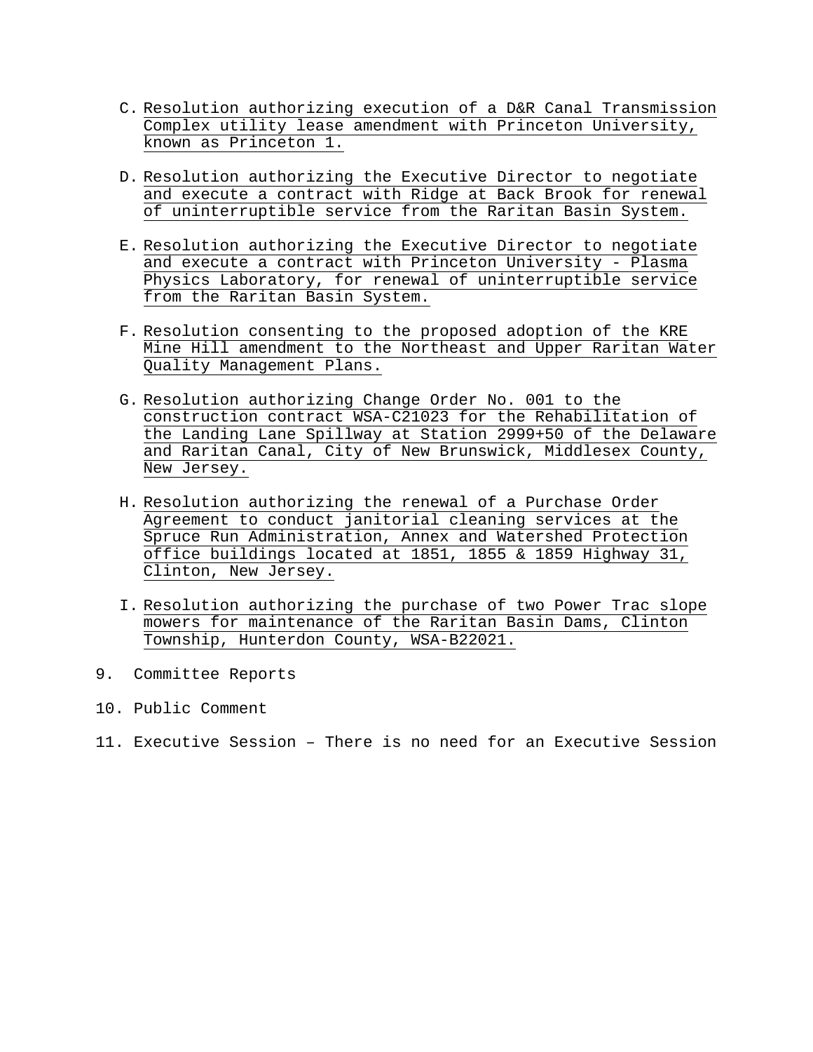C. Resolution authorizing execution of a D&R Canal Transmission Complex utility lease amendment with Princeton University, known as Princeton 1.

D. Resolution authorizing the Executive Director to negotiate and execute a contract with Ridge at Back Brook for renewal of uninterruptible service from the Raritan Basin System.

E. Resolution authorizing the Executive Director to negotiate and execute a contract with Princeton University - Plasma Physics Laboratory, for renewal of uninterruptible service from the Raritan Basin System.

F. Resolution consenting to the proposed adoption of the KRE Mine Hill amendment to the Northeast and Upper Raritan Water Quality Management Plans.

G. Resolution authorizing Change Order No. 001 to the construction contract WSA-C21023 for the Rehabilitation of the Landing Lane Spillway at Station 2999+50 of the Delaware and Raritan Canal, City of New Brunswick, Middlesex County, New Jersey.

H. Resolution authorizing the renewal of a Purchase Order Agreement to conduct janitorial cleaning services at the Spruce Run Administration, Annex and Watershed Protection office buildings located at 1851, 1855 & 1859 Highway 31, Clinton, New Jersey.

I. Resolution authorizing the purchase of two Power Trac slope mowers for maintenance of the Raritan Basin Dams, Clinton Township, Hunterdon County, WSA-B22021.

9. Committee Reports

10. Public Comment

11. Executive Session – There is no need for an Executive Session